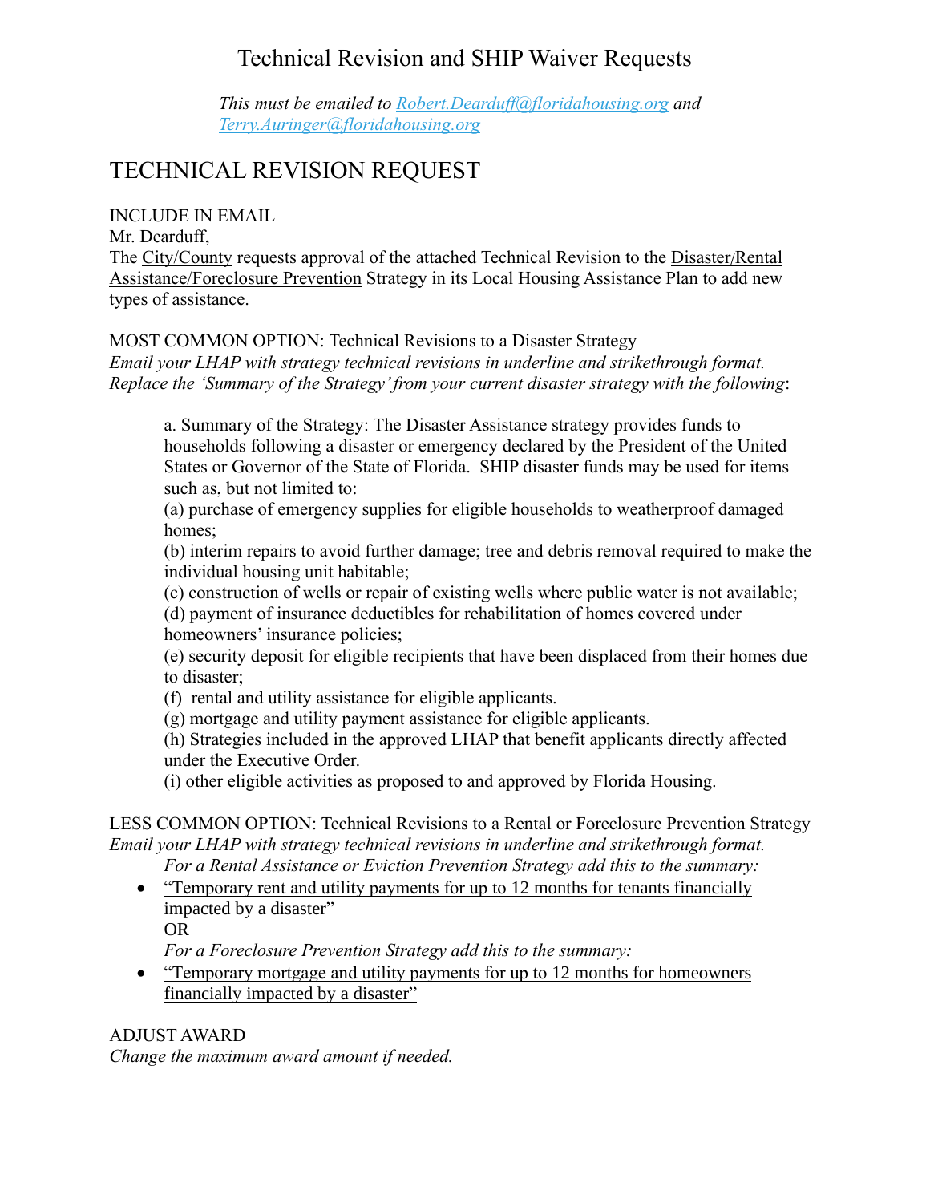# Technical Revision and SHIP Waiver Requests

*This must be emailed to [Robert.Dearduff@floridahousing.org](mailto:Robert.Dearduff@floridahousing.org) and [Terry.Auringer@floridahousing.org](mailto:Terry.Auringer@floridahousing.org)*

## TECHNICAL REVISION REQUEST

INCLUDE IN EMAIL

Mr. Dearduff,

The <u>City/County</u> requests approval of the attached Technical Revision to the <u>Disaster/Rental Assistance/Foreclosure Prevention</u> Strategy in its Local Housing Assistance Plan to add new types of assistance.

MOST COMMON OPTION: Technical Revisions to a Disaster Strategy

*Email your LHAP with strategy technical revisions in underline and strikethrough format. Replace the 'Summary of the Strategy' from your current disaster strategy with the following*:

> a. Summary of the Strategy: The Disaster Assistance strategy provides funds to households following a disaster or emergency declared by the President of the United States or Governor of the State of Florida. SHIP disaster funds may be used for items such as, but not limited to:
>
> (a) purchase of emergency supplies for eligible households to weatherproof damaged homes;
>
> (b) interim repairs to avoid further damage; tree and debris removal required to make the individual housing unit habitable;
>
> (c) construction of wells or repair of existing wells where public water is not available;
>
> (d) payment of insurance deductibles for rehabilitation of homes covered under homeowners' insurance policies;
>
> (e) security deposit for eligible recipients that have been displaced from their homes due to disaster;
>
> (f) rental and utility assistance for eligible applicants.
>
> (g) mortgage and utility payment assistance for eligible applicants.
>
> (h) Strategies included in the approved LHAP that benefit applicants directly affected under the Executive Order.
>
> (i) other eligible activities as proposed to and approved by Florida Housing.

LESS COMMON OPTION: Technical Revisions to a Rental or Foreclosure Prevention Strategy

*Email your LHAP with strategy technical revisions in underline and strikethrough format.*

*For a Rental Assistance or Eviction Prevention Strategy add this to the summary:*

- <u>"Temporary rent and utility payments for up to 12 months for tenants financially impacted by a disaster"</u>

  OR

  *For a Foreclosure Prevention Strategy add this to the summary:*

- <u>"Temporary mortgage and utility payments for up to 12 months for homeowners financially impacted by a disaster"</u>

ADJUST AWARD

*Change the maximum award amount if needed.*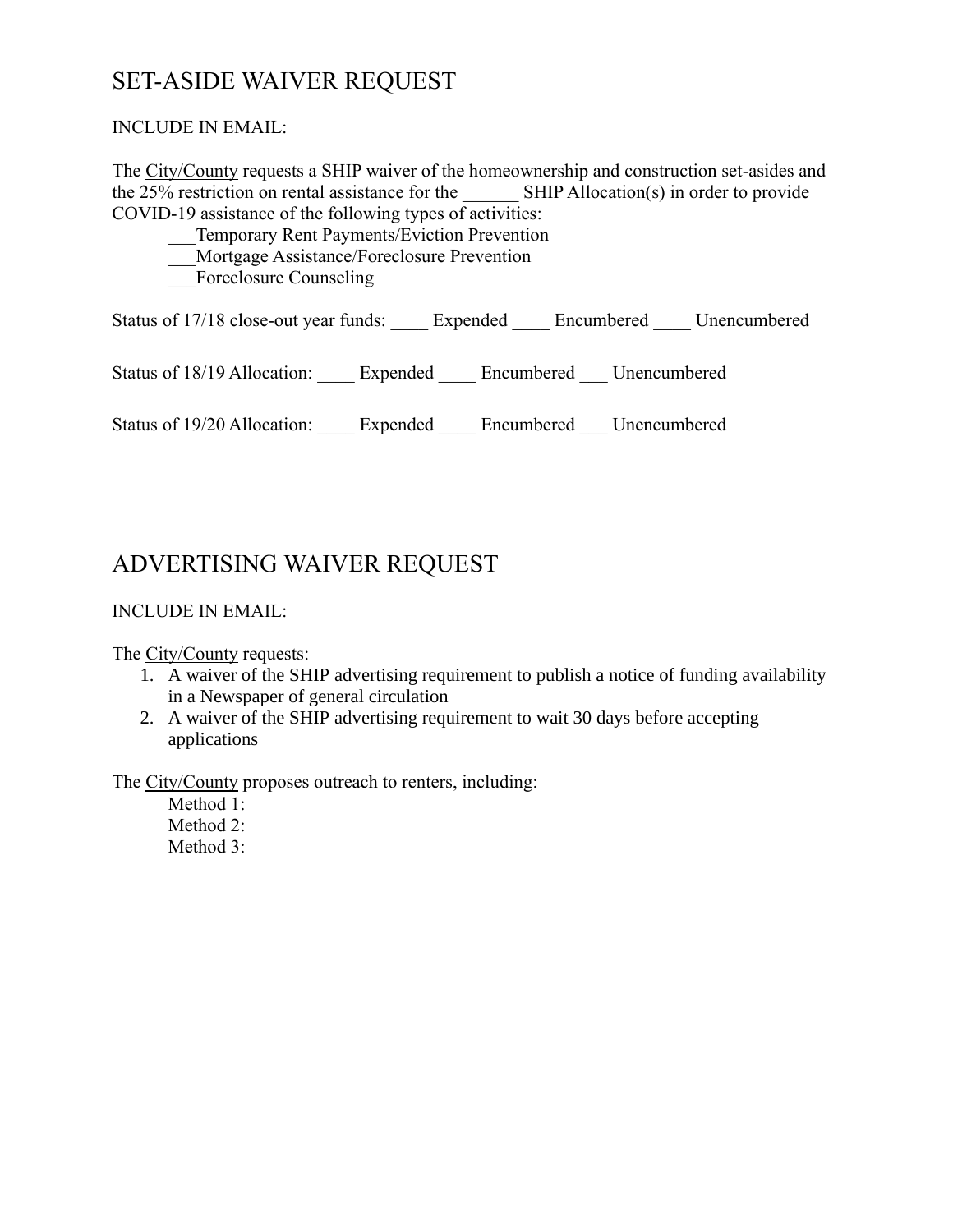# SET-ASIDE WAIVER REQUEST

INCLUDE IN EMAIL:

The City/County requests a SHIP waiver of the homeownership and construction set-asides and the 25% restriction on rental assistance for the ______ SHIP Allocation(s) in order to provide COVID-19 assistance of the following types of activities:

___Temporary Rent Payments/Eviction Prevention
___Mortgage Assistance/Foreclosure Prevention
___Foreclosure Counseling

Status of 17/18 close-out year funds: ____ Expended ____ Encumbered ____ Unencumbered

Status of 18/19 Allocation: ____ Expended ____ Encumbered ___ Unencumbered

Status of 19/20 Allocation: ____ Expended ____ Encumbered ___ Unencumbered

# ADVERTISING WAIVER REQUEST

INCLUDE IN EMAIL:

The City/County requests:

1. A waiver of the SHIP advertising requirement to publish a notice of funding availability in a Newspaper of general circulation
2. A waiver of the SHIP advertising requirement to wait 30 days before accepting applications

The City/County proposes outreach to renters, including:

Method 1:
Method 2:
Method 3: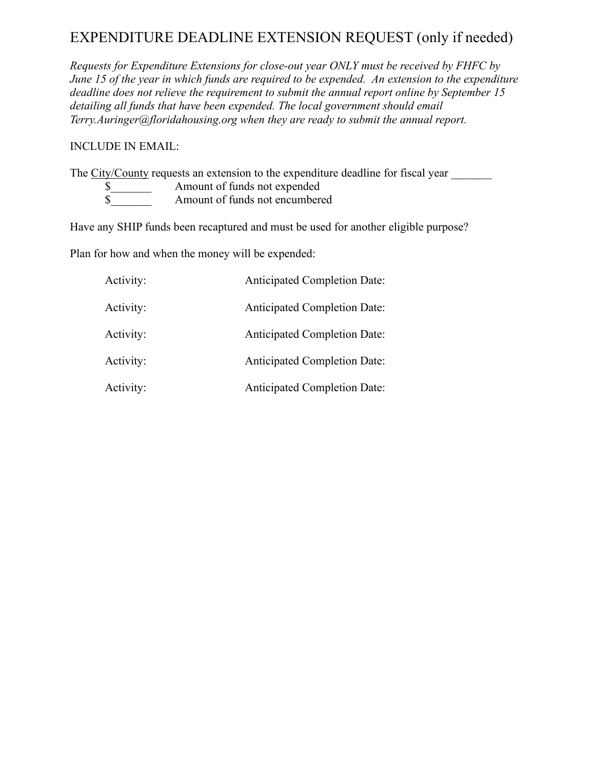# EXPENDITURE DEADLINE EXTENSION REQUEST (only if needed)

*Requests for Expenditure Extensions for close-out year ONLY must be received by FHFC by June 15 of the year in which funds are required to be expended. An extension to the expenditure deadline does not relieve the requirement to submit the annual report online by September 15 detailing all funds that have been expended. The local government should email Terry.Auringer@floridahousing.org when they are ready to submit the annual report.*

INCLUDE IN EMAIL:

The City/County requests an extension to the expenditure deadline for fiscal year _______

$_______ Amount of funds not expended

$_______ Amount of funds not encumbered

Have any SHIP funds been recaptured and must be used for another eligible purpose?

Plan for how and when the money will be expended:

Activity: Anticipated Completion Date:

Activity: Anticipated Completion Date:

Activity: Anticipated Completion Date:

Activity: Anticipated Completion Date:

Activity: Anticipated Completion Date: